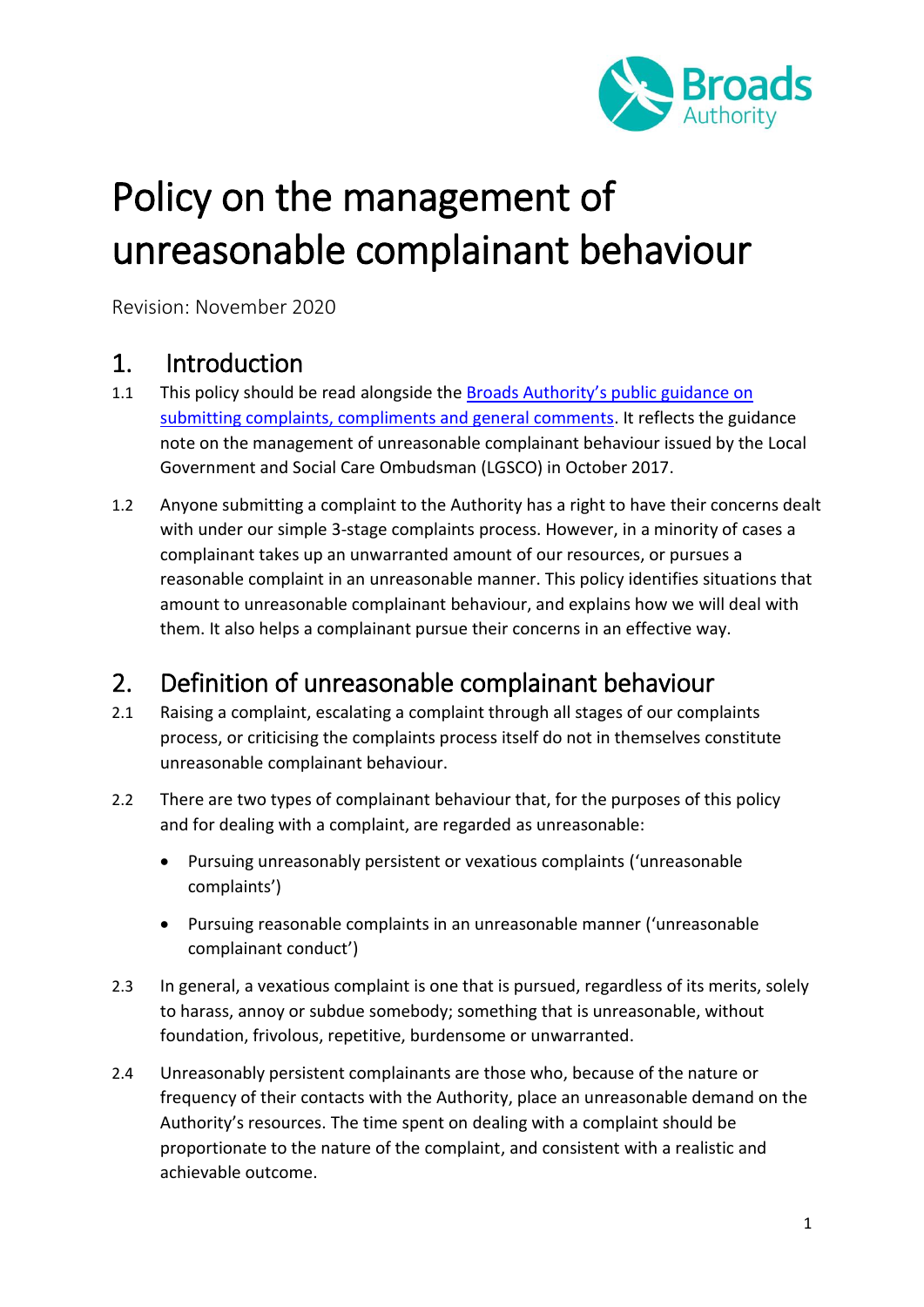# Policy on the management of unreasonable complainant behaviour

Revision: November 2020

## 1. Introduction

1.1 This policy should be read alongside the [Broads Authority's public guidance on submitting complaints, compliments and general comments](). It reflects the guidance note on the management of unreasonable complainant behaviour issued by the Local Government and Social Care Ombudsman (LGSCO) in October 2017.

1.2 Anyone submitting a complaint to the Authority has a right to have their concerns dealt with under our simple 3-stage complaints process. However, in a minority of cases a complainant takes up an unwarranted amount of our resources, or pursues a reasonable complaint in an unreasonable manner. This policy identifies situations that amount to unreasonable complainant behaviour, and explains how we will deal with them. It also helps a complainant pursue their concerns in an effective way.

## 2. Definition of unreasonable complainant behaviour

2.1 Raising a complaint, escalating a complaint through all stages of our complaints process, or criticising the complaints process itself do not in themselves constitute unreasonable complainant behaviour.

2.2 There are two types of complainant behaviour that, for the purposes of this policy and for dealing with a complaint, are regarded as unreasonable:

- Pursuing unreasonably persistent or vexatious complaints ('unreasonable complaints')
- Pursuing reasonable complaints in an unreasonable manner ('unreasonable complainant conduct')

2.3 In general, a vexatious complaint is one that is pursued, regardless of its merits, solely to harass, annoy or subdue somebody; something that is unreasonable, without foundation, frivolous, repetitive, burdensome or unwarranted.

2.4 Unreasonably persistent complainants are those who, because of the nature or frequency of their contacts with the Authority, place an unreasonable demand on the Authority's resources. The time spent on dealing with a complaint should be proportionate to the nature of the complaint, and consistent with a realistic and achievable outcome.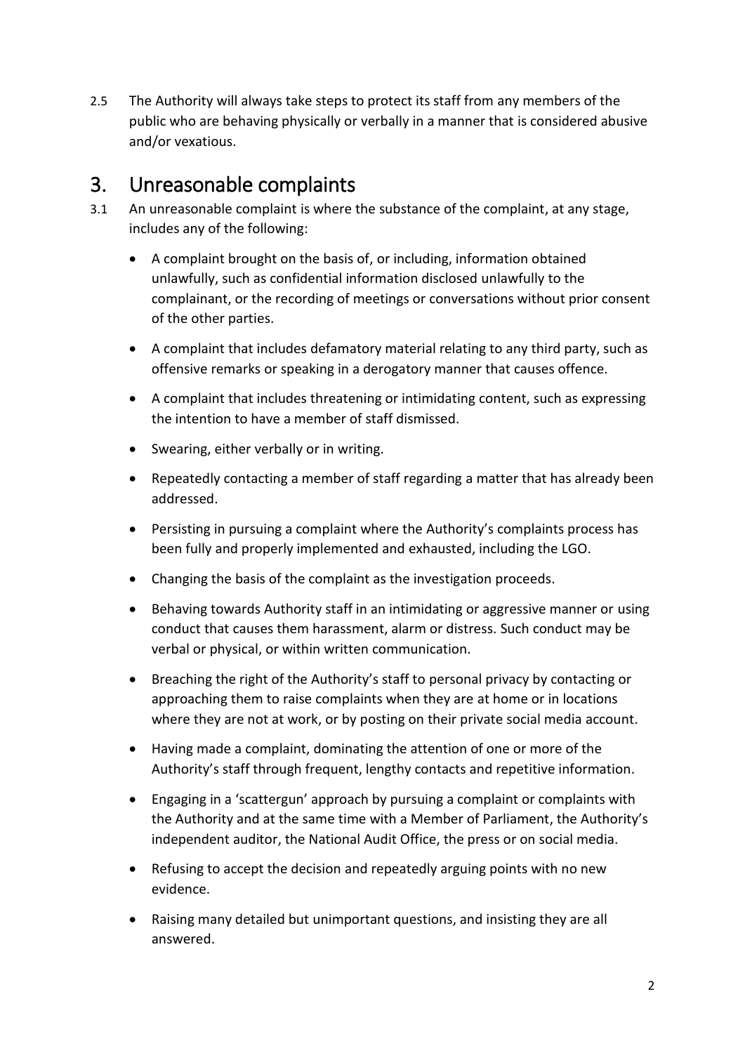2.5 The Authority will always take steps to protect its staff from any members of the public who are behaving physically or verbally in a manner that is considered abusive and/or vexatious.

## 3. Unreasonable complaints

3.1 An unreasonable complaint is where the substance of the complaint, at any stage, includes any of the following:

- A complaint brought on the basis of, or including, information obtained unlawfully, such as confidential information disclosed unlawfully to the complainant, or the recording of meetings or conversations without prior consent of the other parties.
- A complaint that includes defamatory material relating to any third party, such as offensive remarks or speaking in a derogatory manner that causes offence.
- A complaint that includes threatening or intimidating content, such as expressing the intention to have a member of staff dismissed.
- Swearing, either verbally or in writing.
- Repeatedly contacting a member of staff regarding a matter that has already been addressed.
- Persisting in pursuing a complaint where the Authority's complaints process has been fully and properly implemented and exhausted, including the LGO.
- Changing the basis of the complaint as the investigation proceeds.
- Behaving towards Authority staff in an intimidating or aggressive manner or using conduct that causes them harassment, alarm or distress. Such conduct may be verbal or physical, or within written communication.
- Breaching the right of the Authority's staff to personal privacy by contacting or approaching them to raise complaints when they are at home or in locations where they are not at work, or by posting on their private social media account.
- Having made a complaint, dominating the attention of one or more of the Authority's staff through frequent, lengthy contacts and repetitive information.
- Engaging in a 'scattergun' approach by pursuing a complaint or complaints with the Authority and at the same time with a Member of Parliament, the Authority's independent auditor, the National Audit Office, the press or on social media.
- Refusing to accept the decision and repeatedly arguing points with no new evidence.
- Raising many detailed but unimportant questions, and insisting they are all answered.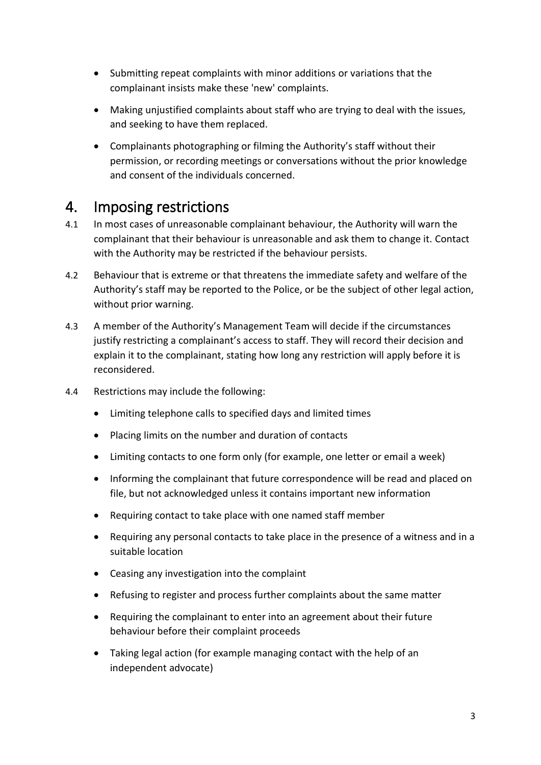- Submitting repeat complaints with minor additions or variations that the complainant insists make these 'new' complaints.
- Making unjustified complaints about staff who are trying to deal with the issues, and seeking to have them replaced.
- Complainants photographing or filming the Authority's staff without their permission, or recording meetings or conversations without the prior knowledge and consent of the individuals concerned.

# 4. Imposing restrictions

4.1 In most cases of unreasonable complainant behaviour, the Authority will warn the complainant that their behaviour is unreasonable and ask them to change it. Contact with the Authority may be restricted if the behaviour persists.

4.2 Behaviour that is extreme or that threatens the immediate safety and welfare of the Authority's staff may be reported to the Police, or be the subject of other legal action, without prior warning.

4.3 A member of the Authority's Management Team will decide if the circumstances justify restricting a complainant's access to staff. They will record their decision and explain it to the complainant, stating how long any restriction will apply before it is reconsidered.

4.4 Restrictions may include the following:

- Limiting telephone calls to specified days and limited times
- Placing limits on the number and duration of contacts
- Limiting contacts to one form only (for example, one letter or email a week)
- Informing the complainant that future correspondence will be read and placed on file, but not acknowledged unless it contains important new information
- Requiring contact to take place with one named staff member
- Requiring any personal contacts to take place in the presence of a witness and in a suitable location
- Ceasing any investigation into the complaint
- Refusing to register and process further complaints about the same matter
- Requiring the complainant to enter into an agreement about their future behaviour before their complaint proceeds
- Taking legal action (for example managing contact with the help of an independent advocate)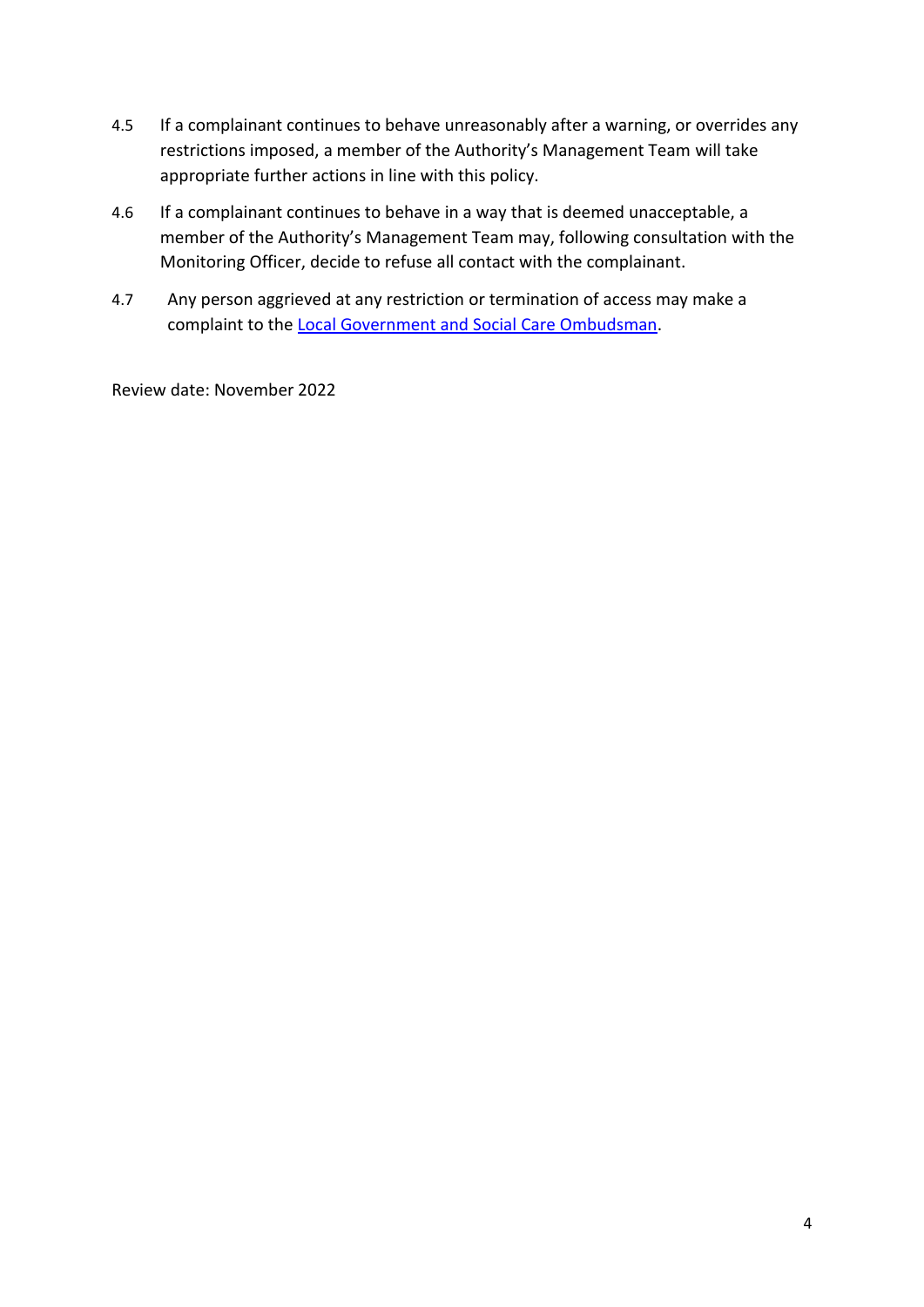4.5 If a complainant continues to behave unreasonably after a warning, or overrides any restrictions imposed, a member of the Authority's Management Team will take appropriate further actions in line with this policy.

4.6 If a complainant continues to behave in a way that is deemed unacceptable, a member of the Authority's Management Team may, following consultation with the Monitoring Officer, decide to refuse all contact with the complainant.

4.7 Any person aggrieved at any restriction or termination of access may make a complaint to the Local Government and Social Care Ombudsman.

Review date: November 2022